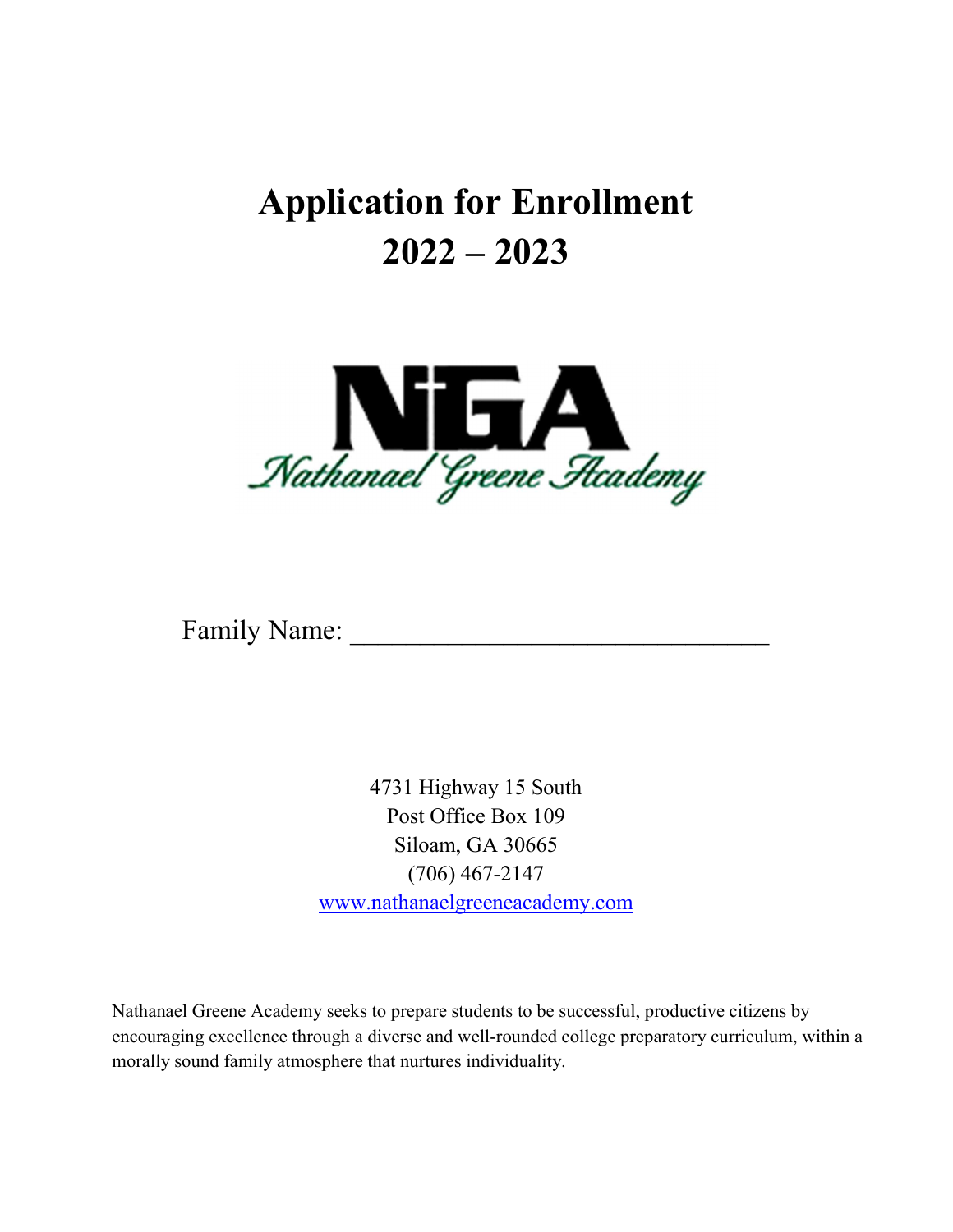# Application for Enrollment
# 2022 – 2023

NGA
Nathanael Greene Academy

Family Name: ______________________________

4731 Highway 15 South
Post Office Box 109
Siloam, GA 30665
(706) 467-2147
[www.nathanaelgreeneacademy.com](http://www.nathanaelgreeneacademy.com)

Nathanael Greene Academy seeks to prepare students to be successful, productive citizens by encouraging excellence through a diverse and well-rounded college preparatory curriculum, within a morally sound family atmosphere that nurtures individuality.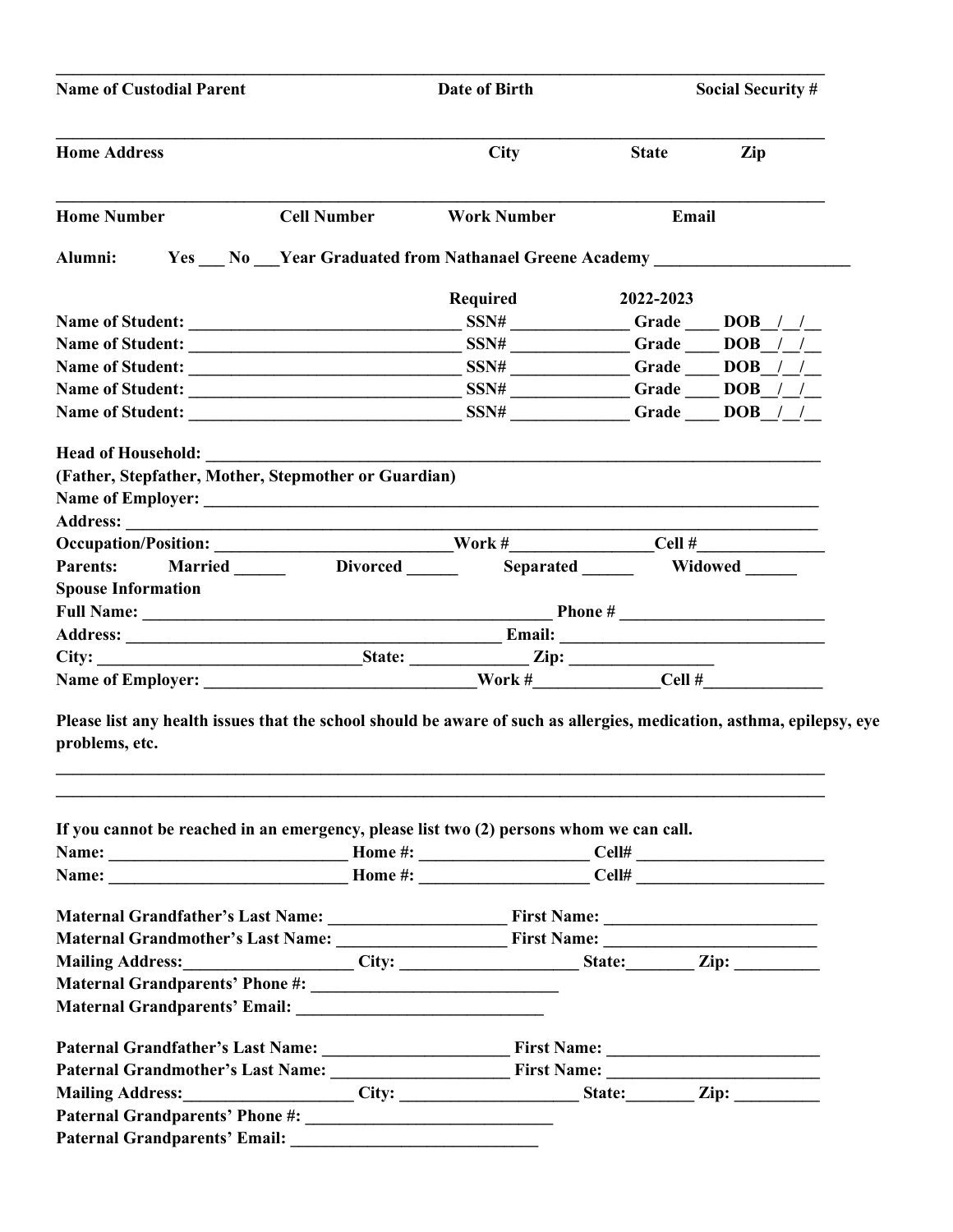________________________________________________________________________________

**Name of Custodial Parent** **Date of Birth** **Social Security #**

________________________________________________________________________________

**Home Address** **City** **State** **Zip**

________________________________________________________________________________

**Home Number** **Cell Number** **Work Number** **Email**

**Alumni: Yes ___ No ___Year Graduated from Nathanael Greene Academy ______________________**

**Required 2022-2023**

**Name of Student: ______________________________ SSN# _____________ Grade ____ DOB__/__/__**
**Name of Student: ______________________________ SSN# _____________ Grade ____ DOB__/__/__**
**Name of Student: ______________________________ SSN# _____________ Grade ____ DOB__/__/__**
**Name of Student: ______________________________ SSN# _____________ Grade ____ DOB__/__/__**
**Name of Student: ______________________________ SSN# _____________ Grade ____ DOB__/__/__**

**Head of Household: ________________________________________________________________________**
**(Father, Stepfather, Mother, Stepmother or Guardian)**
**Name of Employer: ________________________________________________________________________**
**Address: ________________________________________________________________________________**
**Occupation/Position: __________________________Work #_______________Cell #______________**
**Parents: Married ______ Divorced ______ Separated ______ Widowed ______**
**Spouse Information**
**Full Name: _______________________________________________ Phone # _______________________**
**Address: __________________________________________ Email: ______________________________**
**City: ______________________________State: _____________ Zip: ________________**
**Name of Employer: ______________________________Work #_____________Cell #_____________**

**Please list any health issues that the school should be aware of such as allergies, medication, asthma, epilepsy, eye problems, etc.**

________________________________________________________________________________
________________________________________________________________________________

**If you cannot be reached in an emergency, please list two (2) persons whom we can call.**
**Name: ___________________________ Home #: __________________ Cell# _____________________**
**Name: ___________________________ Home #: __________________ Cell# _____________________**

**Maternal Grandfather's Last Name: ____________________ First Name: ________________________**
**Maternal Grandmother's Last Name: ___________________ First Name: ________________________**
**Mailing Address:___________________ City: ____________________ State:________ Zip: _________**
**Maternal Grandparents' Phone #: ____________________________**
**Maternal Grandparents' Email: ____________________________**

**Paternal Grandfather's Last Name: _____________________ First Name: ________________________**
**Paternal Grandmother's Last Name: ____________________ First Name: ________________________**
**Mailing Address:___________________ City: ____________________ State:________ Zip: _________**
**Paternal Grandparents' Phone #: ____________________________**
**Paternal Grandparents' Email: ____________________________**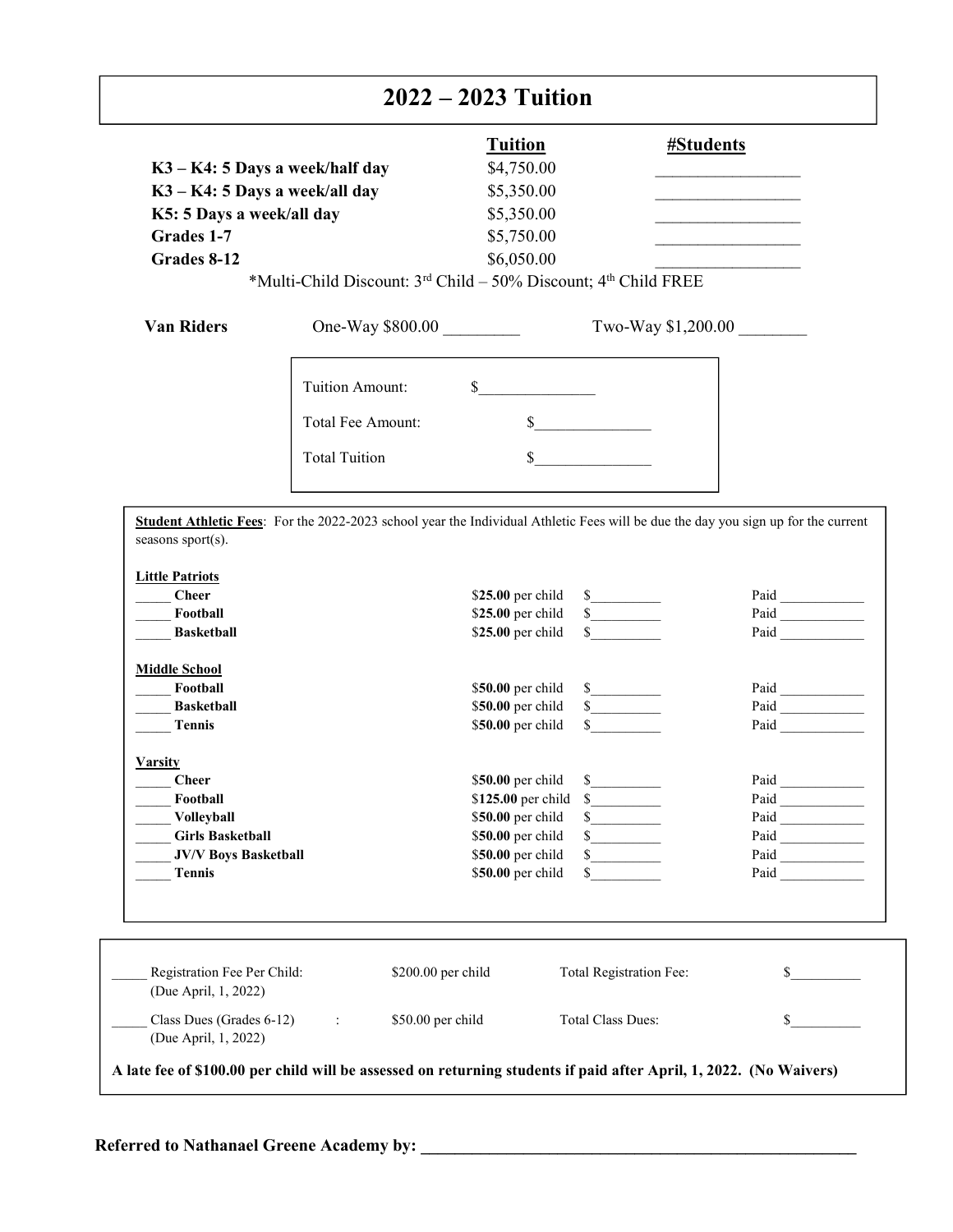# 2022 – 2023 Tuition

| | Tuition | #Students |
|---|---|---|
| **K3 – K4: 5 Days a week/half day** | $4,750.00 | ________________ |
| **K3 – K4: 5 Days a week/all day** | $5,350.00 | ________________ |
| **K5: 5 Days a week/all day** | $5,350.00 | ________________ |
| **Grades 1-7** | $5,750.00 | ________________ |
| **Grades 8-12** | $6,050.00 | ________________ |

*Multi-Child Discount: 3rd Child – 50% Discount; 4th Child FREE

**Van Riders** One-Way $800.00 _________ Two-Way $1,200.00 ________

| | |
|---|---|
| Tuition Amount: | $_______________ |
| Total Fee Amount: | $_______________ |
| Total Tuition | $_______________ |

**Student Athletic Fees**: For the 2022-2023 school year the Individual Athletic Fees will be due the day you sign up for the current seasons sport(s).

**Little Patriots**

| | Fee | Amount | Paid |
|---|---|---|---|
| _____ **Cheer** | $**25.00** per child | $_________ | Paid ____________ |
| _____ **Football** | $**25.00** per child | $_________ | Paid ____________ |
| _____ **Basketball** | $**25.00** per child | $_________ | Paid ____________ |

**Middle School**

| | Fee | Amount | Paid |
|---|---|---|---|
| _____ **Football** | $**50.00** per child | $_________ | Paid ____________ |
| _____ **Basketball** | $**50.00** per child | $_________ | Paid ____________ |
| _____ **Tennis** | $**50.00** per child | $_________ | Paid ____________ |

**Varsity**

| | Fee | Amount | Paid |
|---|---|---|---|
| _____ **Cheer** | $**50.00** per child | $_________ | Paid ____________ |
| _____ **Football** | $**125.00** per child | $_________ | Paid ____________ |
| _____ **Volleyball** | $**50.00** per child | $_________ | Paid ____________ |
| _____ **Girls Basketball** | $**50.00** per child | $_________ | Paid ____________ |
| _____ **JV/V Boys Basketball** | $**50.00** per child | $_________ | Paid ____________ |
| _____ **Tennis** | $**50.00** per child | $_________ | Paid ____________ |

| | | | |
|---|---|---|---|
| _____ Registration Fee Per Child: (Due April, 1, 2022) | $200.00 per child | Total Registration Fee: | $_________ |
| _____ Class Dues (Grades 6-12) : (Due April, 1, 2022) | $50.00 per child | Total Class Dues: | $_________ |

**A late fee of $100.00 per child will be assessed on returning students if paid after April, 1, 2022. (No Waivers)**

**Referred to Nathanael Greene Academy by: _____________________________________________________**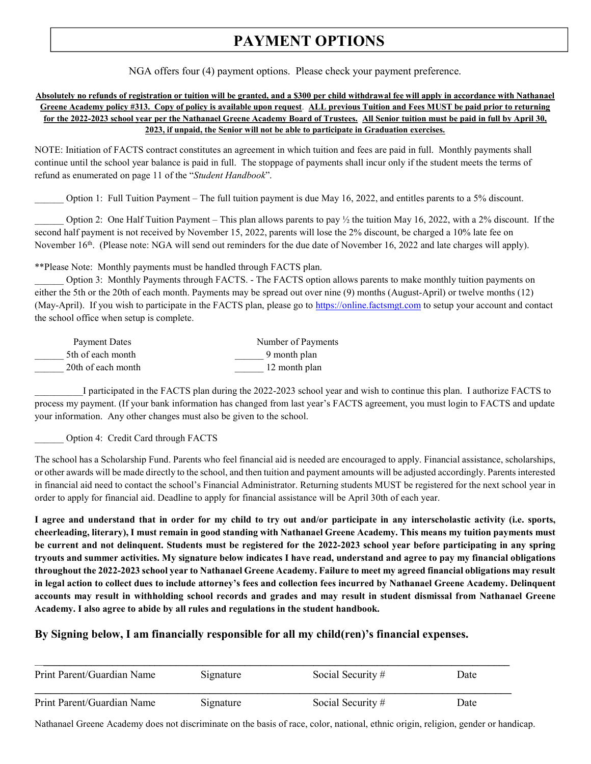# PAYMENT OPTIONS

NGA offers four (4) payment options. Please check your payment preference.

**Absolutely no refunds of registration or tuition will be granted, and a $300 per child withdrawal fee will apply in accordance with Nathanael Greene Academy policy #313. Copy of policy is available upon request. ALL previous Tuition and Fees MUST be paid prior to returning for the 2022-2023 school year per the Nathanael Greene Academy Board of Trustees. All Senior tuition must be paid in full by April 30, 2023, if unpaid, the Senior will not be able to participate in Graduation exercises.**

NOTE: Initiation of FACTS contract constitutes an agreement in which tuition and fees are paid in full. Monthly payments shall continue until the school year balance is paid in full. The stoppage of payments shall incur only if the student meets the terms of refund as enumerated on page 11 of the "*Student Handbook*".

______ Option 1: Full Tuition Payment – The full tuition payment is due May 16, 2022, and entitles parents to a 5% discount.

______ Option 2: One Half Tuition Payment – This plan allows parents to pay ½ the tuition May 16, 2022, with a 2% discount. If the second half payment is not received by November 15, 2022, parents will lose the 2% discount, be charged a 10% late fee on November 16th. (Please note: NGA will send out reminders for the due date of November 16, 2022 and late charges will apply).

**Please Note: Monthly payments must be handled through FACTS plan.

______ Option 3: Monthly Payments through FACTS. - The FACTS option allows parents to make monthly tuition payments on either the 5th or the 20th of each month. Payments may be spread out over nine (9) months (August-April) or twelve months (12) (May-April). If you wish to participate in the FACTS plan, please go to https://online.factsmgt.com to setup your account and contact the school office when setup is complete.

| Payment Dates | Number of Payments |
|---|---|
| ______ 5th of each month | ______ 9 month plan |
| ______ 20th of each month | ______ 12 month plan |

__________I participated in the FACTS plan during the 2022-2023 school year and wish to continue this plan. I authorize FACTS to process my payment. (If your bank information has changed from last year's FACTS agreement, you must login to FACTS and update your information. Any other changes must also be given to the school.

______ Option 4: Credit Card through FACTS

The school has a Scholarship Fund. Parents who feel financial aid is needed are encouraged to apply. Financial assistance, scholarships, or other awards will be made directly to the school, and then tuition and payment amounts will be adjusted accordingly. Parents interested in financial aid need to contact the school's Financial Administrator. Returning students MUST be registered for the next school year in order to apply for financial aid. Deadline to apply for financial assistance will be April 30th of each year.

**I agree and understand that in order for my child to try out and/or participate in any interscholastic activity (i.e. sports, cheerleading, literary), I must remain in good standing with Nathanael Greene Academy. This means my tuition payments must be current and not delinquent. Students must be registered for the 2022-2023 school year before participating in any spring tryouts and summer activities. My signature below indicates I have read, understand and agree to pay my financial obligations throughout the 2022-2023 school year to Nathanael Greene Academy. Failure to meet my agreed financial obligations may result in legal action to collect dues to include attorney's fees and collection fees incurred by Nathanael Greene Academy. Delinquent accounts may result in withholding school records and grades and may result in student dismissal from Nathanael Greene Academy. I also agree to abide by all rules and regulations in the student handbook.**

## By Signing below, I am financially responsible for all my child(ren)'s financial expenses.

| Print Parent/Guardian Name | Signature | Social Security # | Date |
|---|---|---|---|
| Print Parent/Guardian Name | Signature | Social Security # | Date |

Nathanael Greene Academy does not discriminate on the basis of race, color, national, ethnic origin, religion, gender or handicap.